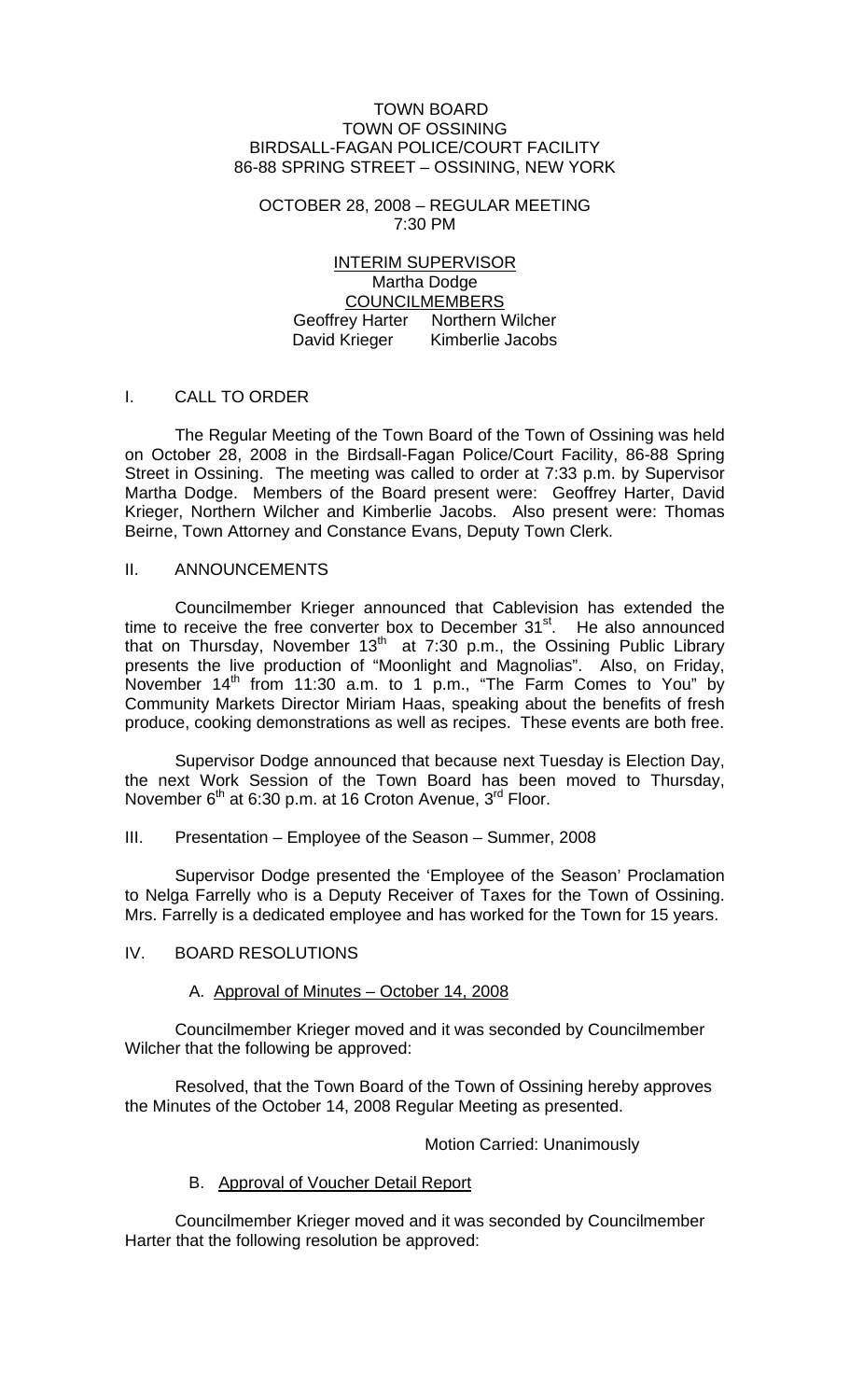TOWN BOARD
TOWN OF OSSINING
BIRDSALL-FAGAN POLICE/COURT FACILITY
86-88 SPRING STREET – OSSINING, NEW YORK

OCTOBER 28, 2008 – REGULAR MEETING
7:30 PM

INTERIM SUPERVISOR
Martha Dodge
COUNCILMEMBERS
Geoffrey Harter Northern Wilcher
David Krieger Kimberlie Jacobs

## I. CALL TO ORDER

The Regular Meeting of the Town Board of the Town of Ossining was held on October 28, 2008 in the Birdsall-Fagan Police/Court Facility, 86-88 Spring Street in Ossining. The meeting was called to order at 7:33 p.m. by Supervisor Martha Dodge. Members of the Board present were: Geoffrey Harter, David Krieger, Northern Wilcher and Kimberlie Jacobs. Also present were: Thomas Beirne, Town Attorney and Constance Evans, Deputy Town Clerk.

## II. ANNOUNCEMENTS

Councilmember Krieger announced that Cablevision has extended the time to receive the free converter box to December 31st. He also announced that on Thursday, November 13th at 7:30 p.m., the Ossining Public Library presents the live production of "Moonlight and Magnolias". Also, on Friday, November 14th from 11:30 a.m. to 1 p.m., "The Farm Comes to You" by Community Markets Director Miriam Haas, speaking about the benefits of fresh produce, cooking demonstrations as well as recipes. These events are both free.

Supervisor Dodge announced that because next Tuesday is Election Day, the next Work Session of the Town Board has been moved to Thursday, November 6th at 6:30 p.m. at 16 Croton Avenue, 3rd Floor.

## III. Presentation – Employee of the Season – Summer, 2008

Supervisor Dodge presented the 'Employee of the Season' Proclamation to Nelga Farrelly who is a Deputy Receiver of Taxes for the Town of Ossining. Mrs. Farrelly is a dedicated employee and has worked for the Town for 15 years.

## IV. BOARD RESOLUTIONS

### A. Approval of Minutes – October 14, 2008

Councilmember Krieger moved and it was seconded by Councilmember Wilcher that the following be approved:

Resolved, that the Town Board of the Town of Ossining hereby approves the Minutes of the October 14, 2008 Regular Meeting as presented.

Motion Carried: Unanimously

### B. Approval of Voucher Detail Report

Councilmember Krieger moved and it was seconded by Councilmember Harter that the following resolution be approved: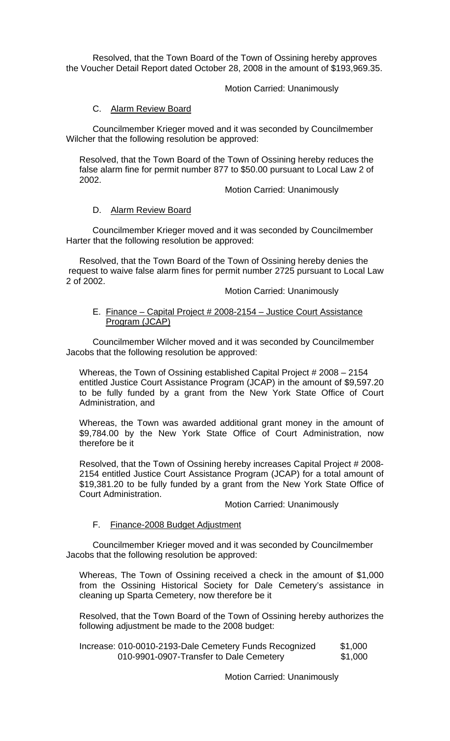Resolved, that the Town Board of the Town of Ossining hereby approves the Voucher Detail Report dated October 28, 2008 in the amount of $193,969.35.

Motion Carried: Unanimously

C. Alarm Review Board

Councilmember Krieger moved and it was seconded by Councilmember Wilcher that the following resolution be approved:

Resolved, that the Town Board of the Town of Ossining hereby reduces the false alarm fine for permit number 877 to $50.00 pursuant to Local Law 2 of 2002.

Motion Carried: Unanimously

D. Alarm Review Board

Councilmember Krieger moved and it was seconded by Councilmember Harter that the following resolution be approved:

Resolved, that the Town Board of the Town of Ossining hereby denies the request to waive false alarm fines for permit number 2725 pursuant to Local Law 2 of 2002.

Motion Carried: Unanimously

E. Finance – Capital Project # 2008-2154 – Justice Court Assistance Program (JCAP)

Councilmember Wilcher moved and it was seconded by Councilmember Jacobs that the following resolution be approved:

Whereas, the Town of Ossining established Capital Project # 2008 – 2154 entitled Justice Court Assistance Program (JCAP) in the amount of $9,597.20 to be fully funded by a grant from the New York State Office of Court Administration, and

Whereas, the Town was awarded additional grant money in the amount of $9,784.00 by the New York State Office of Court Administration, now therefore be it

Resolved, that the Town of Ossining hereby increases Capital Project # 2008-2154 entitled Justice Court Assistance Program (JCAP) for a total amount of $19,381.20 to be fully funded by a grant from the New York State Office of Court Administration.

Motion Carried: Unanimously

F. Finance-2008 Budget Adjustment

Councilmember Krieger moved and it was seconded by Councilmember Jacobs that the following resolution be approved:

Whereas, The Town of Ossining received a check in the amount of $1,000 from the Ossining Historical Society for Dale Cemetery's assistance in cleaning up Sparta Cemetery, now therefore be it

Resolved, that the Town Board of the Town of Ossining hereby authorizes the following adjustment be made to the 2008 budget:

| | | |
|---|---|---|
| Increase: | 010-0010-2193-Dale Cemetery Funds Recognized | $1,000 |
| | 010-9901-0907-Transfer to Dale Cemetery | $1,000 |

Motion Carried: Unanimously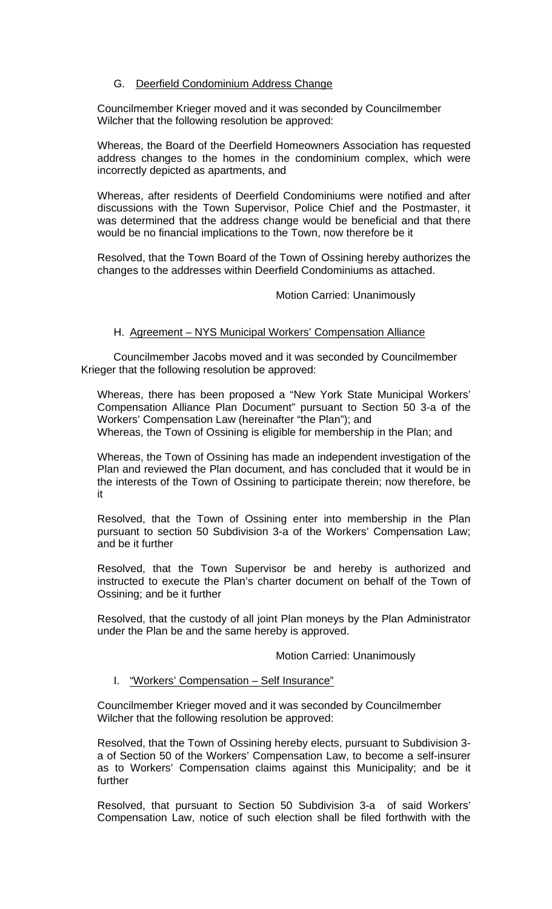G. Deerfield Condominium Address Change

Councilmember Krieger moved and it was seconded by Councilmember Wilcher that the following resolution be approved:

Whereas, the Board of the Deerfield Homeowners Association has requested address changes to the homes in the condominium complex, which were incorrectly depicted as apartments, and

Whereas, after residents of Deerfield Condominiums were notified and after discussions with the Town Supervisor, Police Chief and the Postmaster, it was determined that the address change would be beneficial and that there would be no financial implications to the Town, now therefore be it

Resolved, that the Town Board of the Town of Ossining hereby authorizes the changes to the addresses within Deerfield Condominiums as attached.

Motion Carried: Unanimously

H. Agreement – NYS Municipal Workers' Compensation Alliance

Councilmember Jacobs moved and it was seconded by Councilmember Krieger that the following resolution be approved:

Whereas, there has been proposed a "New York State Municipal Workers' Compensation Alliance Plan Document" pursuant to Section 50 3-a of the Workers' Compensation Law (hereinafter "the Plan"); and
Whereas, the Town of Ossining is eligible for membership in the Plan; and

Whereas, the Town of Ossining has made an independent investigation of the Plan and reviewed the Plan document, and has concluded that it would be in the interests of the Town of Ossining to participate therein; now therefore, be it

Resolved, that the Town of Ossining enter into membership in the Plan pursuant to section 50 Subdivision 3-a of the Workers' Compensation Law; and be it further

Resolved, that the Town Supervisor be and hereby is authorized and instructed to execute the Plan's charter document on behalf of the Town of Ossining; and be it further

Resolved, that the custody of all joint Plan moneys by the Plan Administrator under the Plan be and the same hereby is approved.

Motion Carried: Unanimously

I. "Workers' Compensation – Self Insurance"

Councilmember Krieger moved and it was seconded by Councilmember Wilcher that the following resolution be approved:

Resolved, that the Town of Ossining hereby elects, pursuant to Subdivision 3-a of Section 50 of the Workers' Compensation Law, to become a self-insurer as to Workers' Compensation claims against this Municipality; and be it further

Resolved, that pursuant to Section 50 Subdivision 3-a of said Workers' Compensation Law, notice of such election shall be filed forthwith with the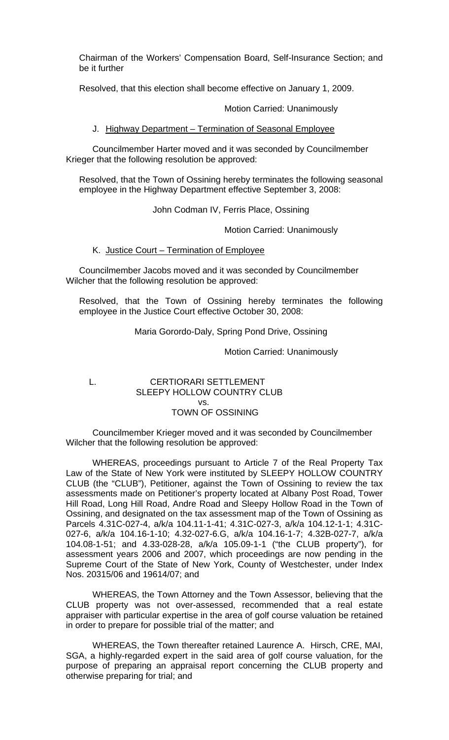Chairman of the Workers' Compensation Board, Self-Insurance Section; and be it further

Resolved, that this election shall become effective on January 1, 2009.

Motion Carried: Unanimously

J. Highway Department – Termination of Seasonal Employee

Councilmember Harter moved and it was seconded by Councilmember Krieger that the following resolution be approved:

Resolved, that the Town of Ossining hereby terminates the following seasonal employee in the Highway Department effective September 3, 2008:

John Codman IV, Ferris Place, Ossining

Motion Carried: Unanimously

K. Justice Court – Termination of Employee

Councilmember Jacobs moved and it was seconded by Councilmember Wilcher that the following resolution be approved:

Resolved, that the Town of Ossining hereby terminates the following employee in the Justice Court effective October 30, 2008:

Maria Gorordo-Daly, Spring Pond Drive, Ossining

Motion Carried: Unanimously

L. CERTIORARI SETTLEMENT
SLEEPY HOLLOW COUNTRY CLUB
vs.
TOWN OF OSSINING

Councilmember Krieger moved and it was seconded by Councilmember Wilcher that the following resolution be approved:

WHEREAS, proceedings pursuant to Article 7 of the Real Property Tax Law of the State of New York were instituted by SLEEPY HOLLOW COUNTRY CLUB (the "CLUB"), Petitioner, against the Town of Ossining to review the tax assessments made on Petitioner's property located at Albany Post Road, Tower Hill Road, Long Hill Road, Andre Road and Sleepy Hollow Road in the Town of Ossining, and designated on the tax assessment map of the Town of Ossining as Parcels 4.31C-027-4, a/k/a 104.11-1-41; 4.31C-027-3, a/k/a 104.12-1-1; 4.31C-027-6, a/k/a 104.16-1-10; 4.32-027-6.G, a/k/a 104.16-1-7; 4.32B-027-7, a/k/a 104.08-1-51; and 4.33-028-28, a/k/a 105.09-1-1 ("the CLUB property"), for assessment years 2006 and 2007, which proceedings are now pending in the Supreme Court of the State of New York, County of Westchester, under Index Nos. 20315/06 and 19614/07; and

WHEREAS, the Town Attorney and the Town Assessor, believing that the CLUB property was not over-assessed, recommended that a real estate appraiser with particular expertise in the area of golf course valuation be retained in order to prepare for possible trial of the matter; and

WHEREAS, the Town thereafter retained Laurence A. Hirsch, CRE, MAI, SGA, a highly-regarded expert in the said area of golf course valuation, for the purpose of preparing an appraisal report concerning the CLUB property and otherwise preparing for trial; and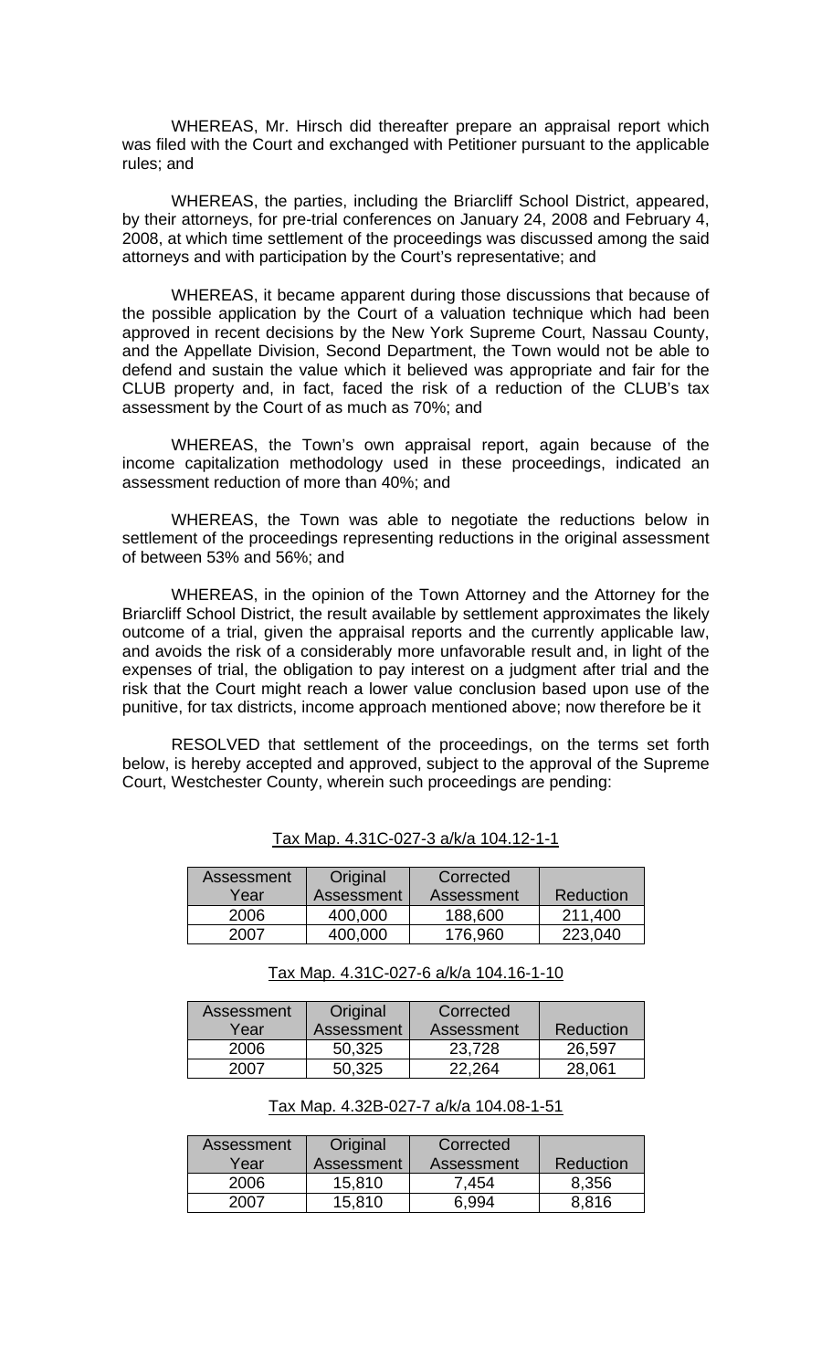WHEREAS, Mr. Hirsch did thereafter prepare an appraisal report which was filed with the Court and exchanged with Petitioner pursuant to the applicable rules; and

WHEREAS, the parties, including the Briarcliff School District, appeared, by their attorneys, for pre-trial conferences on January 24, 2008 and February 4, 2008, at which time settlement of the proceedings was discussed among the said attorneys and with participation by the Court's representative; and

WHEREAS, it became apparent during those discussions that because of the possible application by the Court of a valuation technique which had been approved in recent decisions by the New York Supreme Court, Nassau County, and the Appellate Division, Second Department, the Town would not be able to defend and sustain the value which it believed was appropriate and fair for the CLUB property and, in fact, faced the risk of a reduction of the CLUB's tax assessment by the Court of as much as 70%; and

WHEREAS, the Town's own appraisal report, again because of the income capitalization methodology used in these proceedings, indicated an assessment reduction of more than 40%; and

WHEREAS, the Town was able to negotiate the reductions below in settlement of the proceedings representing reductions in the original assessment of between 53% and 56%; and

WHEREAS, in the opinion of the Town Attorney and the Attorney for the Briarcliff School District, the result available by settlement approximates the likely outcome of a trial, given the appraisal reports and the currently applicable law, and avoids the risk of a considerably more unfavorable result and, in light of the expenses of trial, the obligation to pay interest on a judgment after trial and the risk that the Court might reach a lower value conclusion based upon use of the punitive, for tax districts, income approach mentioned above; now therefore be it

RESOLVED that settlement of the proceedings, on the terms set forth below, is hereby accepted and approved, subject to the approval of the Supreme Court, Westchester County, wherein such proceedings are pending:

Tax Map. 4.31C-027-3 a/k/a 104.12-1-1

| Assessment Year | Original Assessment | Corrected Assessment | Reduction |
|---|---|---|---|
| 2006 | 400,000 | 188,600 | 211,400 |
| 2007 | 400,000 | 176,960 | 223,040 |

Tax Map. 4.31C-027-6 a/k/a 104.16-1-10

| Assessment Year | Original Assessment | Corrected Assessment | Reduction |
|---|---|---|---|
| 2006 | 50,325 | 23,728 | 26,597 |
| 2007 | 50,325 | 22,264 | 28,061 |

Tax Map. 4.32B-027-7 a/k/a 104.08-1-51

| Assessment Year | Original Assessment | Corrected Assessment | Reduction |
|---|---|---|---|
| 2006 | 15,810 | 7,454 | 8,356 |
| 2007 | 15,810 | 6,994 | 8,816 |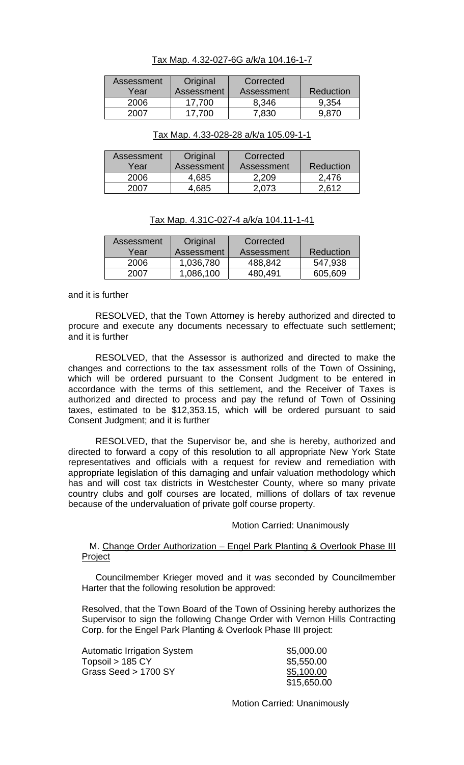Tax Map. 4.32-027-6G a/k/a 104.16-1-7

| Assessment Year | Original Assessment | Corrected Assessment | Reduction |
|---|---|---|---|
| 2006 | 17,700 | 8,346 | 9,354 |
| 2007 | 17,700 | 7,830 | 9,870 |

Tax Map. 4.33-028-28 a/k/a 105.09-1-1

| Assessment Year | Original Assessment | Corrected Assessment | Reduction |
|---|---|---|---|
| 2006 | 4,685 | 2,209 | 2,476 |
| 2007 | 4,685 | 2,073 | 2,612 |

Tax Map. 4.31C-027-4 a/k/a 104.11-1-41

| Assessment Year | Original Assessment | Corrected Assessment | Reduction |
|---|---|---|---|
| 2006 | 1,036,780 | 488,842 | 547,938 |
| 2007 | 1,086,100 | 480,491 | 605,609 |

and it is further

RESOLVED, that the Town Attorney is hereby authorized and directed to procure and execute any documents necessary to effectuate such settlement; and it is further

RESOLVED, that the Assessor is authorized and directed to make the changes and corrections to the tax assessment rolls of the Town of Ossining, which will be ordered pursuant to the Consent Judgment to be entered in accordance with the terms of this settlement, and the Receiver of Taxes is authorized and directed to process and pay the refund of Town of Ossining taxes, estimated to be $12,353.15, which will be ordered pursuant to said Consent Judgment; and it is further

RESOLVED, that the Supervisor be, and she is hereby, authorized and directed to forward a copy of this resolution to all appropriate New York State representatives and officials with a request for review and remediation with appropriate legislation of this damaging and unfair valuation methodology which has and will cost tax districts in Westchester County, where so many private country clubs and golf courses are located, millions of dollars of tax revenue because of the undervaluation of private golf course property.

Motion Carried: Unanimously

M. Change Order Authorization – Engel Park Planting & Overlook Phase III Project

Councilmember Krieger moved and it was seconded by Councilmember Harter that the following resolution be approved:

Resolved, that the Town Board of the Town of Ossining hereby authorizes the Supervisor to sign the following Change Order with Vernon Hills Contracting Corp. for the Engel Park Planting & Overlook Phase III project:

| | |
|---|---|
| Automatic Irrigation System | $5,000.00 |
| Topsoil > 185 CY | $5,550.00 |
| Grass Seed > 1700 SY | $5,100.00 |
| | $15,650.00 |

Motion Carried: Unanimously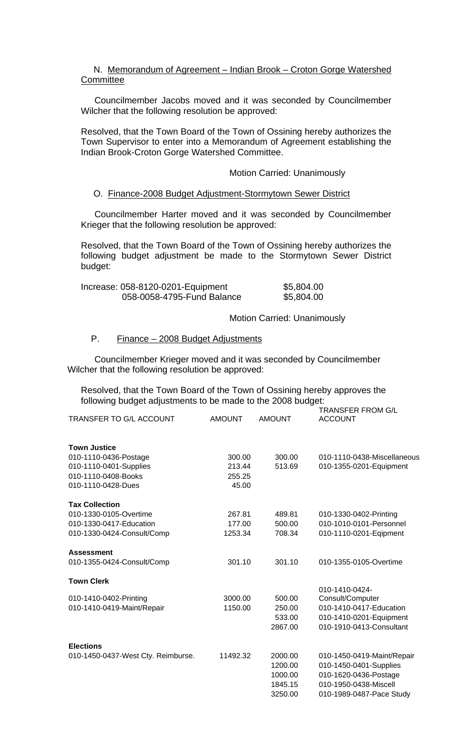N. Memorandum of Agreement – Indian Brook – Croton Gorge Watershed Committee

Councilmember Jacobs moved and it was seconded by Councilmember Wilcher that the following resolution be approved:

Resolved, that the Town Board of the Town of Ossining hereby authorizes the Town Supervisor to enter into a Memorandum of Agreement establishing the Indian Brook-Croton Gorge Watershed Committee.

Motion Carried: Unanimously

O. Finance-2008 Budget Adjustment-Stormytown Sewer District

Councilmember Harter moved and it was seconded by Councilmember Krieger that the following resolution be approved:

Resolved, that the Town Board of the Town of Ossining hereby authorizes the following budget adjustment be made to the Stormytown Sewer District budget:

| | | |
|---|---|---|
| Increase: | 058-8120-0201-Equipment | $5,804.00 |
| | 058-0058-4795-Fund Balance | $5,804.00 |

Motion Carried: Unanimously

P. Finance – 2008 Budget Adjustments

Councilmember Krieger moved and it was seconded by Councilmember Wilcher that the following resolution be approved:

Resolved, that the Town Board of the Town of Ossining hereby approves the following budget adjustments to be made to the 2008 budget:

| TRANSFER TO G/L ACCOUNT | AMOUNT | AMOUNT | TRANSFER FROM G/L ACCOUNT |
|---|---|---|---|
| **Town Justice** | | | |
| 010-1110-0436-Postage | 300.00 | 300.00 | 010-1110-0438-Miscellaneous |
| 010-1110-0401-Supplies | 213.44 | 513.69 | 010-1355-0201-Equipment |
| 010-1110-0408-Books | 255.25 | | |
| 010-1110-0428-Dues | 45.00 | | |
| **Tax Collection** | | | |
| 010-1330-0105-Overtime | 267.81 | 489.81 | 010-1330-0402-Printing |
| 010-1330-0417-Education | 177.00 | 500.00 | 010-1010-0101-Personnel |
| 010-1330-0424-Consult/Comp | 1253.34 | 708.34 | 010-1110-0201-Eqipment |
| **Assessment** | | | |
| 010-1355-0424-Consult/Comp | 301.10 | 301.10 | 010-1355-0105-Overtime |
| **Town Clerk** | | | |
| 010-1410-0402-Printing | 3000.00 | 500.00 | 010-1410-0424-Consult/Computer |
| 010-1410-0419-Maint/Repair | 1150.00 | 250.00 | 010-1410-0417-Education |
| | | 533.00 | 010-1410-0201-Equipment |
| | | 2867.00 | 010-1910-0413-Consultant |
| **Elections** | | | |
| 010-1450-0437-West Cty. Reimburse. | 11492.32 | 2000.00 | 010-1450-0419-Maint/Repair |
| | | 1200.00 | 010-1450-0401-Supplies |
| | | 1000.00 | 010-1620-0436-Postage |
| | | 1845.15 | 010-1950-0438-Miscell |
| | | 3250.00 | 010-1989-0487-Pace Study |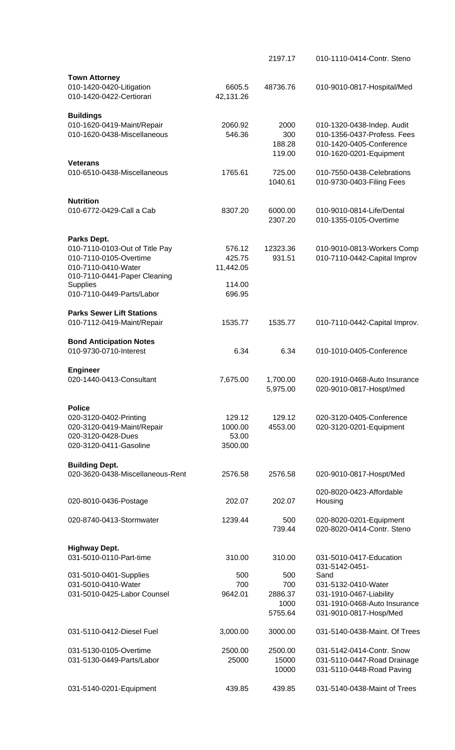| | | | |
|---|---|---|---|
| | | 2197.17 | 010-1110-0414-Contr. Steno |
| **Town Attorney** | | | |
| 010-1420-0420-Litigation | 6605.5 | 48736.76 | 010-9010-0817-Hospital/Med |
| 010-1420-0422-Certiorari | 42,131.26 | | |
| **Buildings** | | | |
| 010-1620-0419-Maint/Repair | 2060.92 | 2000 | 010-1320-0438-Indep. Audit |
| 010-1620-0438-Miscellaneous | 546.36 | 300 | 010-1356-0437-Profess. Fees |
| | | 188.28 | 010-1420-0405-Conference |
| | | 119.00 | 010-1620-0201-Equipment |
| **Veterans** | | | |
| 010-6510-0438-Miscellaneous | 1765.61 | 725.00 | 010-7550-0438-Celebrations |
| | | 1040.61 | 010-9730-0403-Filing Fees |
| **Nutrition** | | | |
| 010-6772-0429-Call a Cab | 8307.20 | 6000.00 | 010-9010-0814-Life/Dental |
| | | 2307.20 | 010-1355-0105-Overtime |
| **Parks Dept.** | | | |
| 010-7110-0103-Out of Title Pay | 576.12 | 12323.36 | 010-9010-0813-Workers Comp |
| 010-7110-0105-Overtime | 425.75 | 931.51 | 010-7110-0442-Capital Improv |
| 010-7110-0410-Water | 11,442.05 | | |
| 010-7110-0441-Paper Cleaning Supplies | 114.00 | | |
| 010-7110-0449-Parts/Labor | 696.95 | | |
| **Parks Sewer Lift Stations** | | | |
| 010-7112-0419-Maint/Repair | 1535.77 | 1535.77 | 010-7110-0442-Capital Improv. |
| **Bond Anticipation Notes** | | | |
| 010-9730-0710-Interest | 6.34 | 6.34 | 010-1010-0405-Conference |
| **Engineer** | | | |
| 020-1440-0413-Consultant | 7,675.00 | 1,700.00 | 020-1910-0468-Auto Insurance |
| | | 5,975.00 | 020-9010-0817-Hospt/med |
| **Police** | | | |
| 020-3120-0402-Printing | 129.12 | 129.12 | 020-3120-0405-Conference |
| 020-3120-0419-Maint/Repair | 1000.00 | 4553.00 | 020-3120-0201-Equipment |
| 020-3120-0428-Dues | 53.00 | | |
| 020-3120-0411-Gasoline | 3500.00 | | |
| **Building Dept.** | | | |
| 020-3620-0438-Miscellaneous-Rent | 2576.58 | 2576.58 | 020-9010-0817-Hospt/Med |
| 020-8010-0436-Postage | 202.07 | 202.07 | 020-8020-0423-Affordable Housing |
| 020-8740-0413-Stormwater | 1239.44 | 500 | 020-8020-0201-Equipment |
| | | 739.44 | 020-8020-0414-Contr. Steno |
| **Highway Dept.** | | | |
| 031-5010-0110-Part-time | 310.00 | 310.00 | 031-5010-0417-Education |
| 031-5010-0401-Supplies | 500 | 500 | 031-5142-0451-Sand |
| 031-5010-0410-Water | 700 | 700 | 031-5132-0410-Water |
| 031-5010-0425-Labor Counsel | 9642.01 | 2886.37 | 031-1910-0467-Liability |
| | | 1000 | 031-1910-0468-Auto Insurance |
| | | 5755.64 | 031-9010-0817-Hosp/Med |
| 031-5110-0412-Diesel Fuel | 3,000.00 | 3000.00 | 031-5140-0438-Maint. Of Trees |
| 031-5130-0105-Overtime | 2500.00 | 2500.00 | 031-5142-0414-Contr. Snow |
| 031-5130-0449-Parts/Labor | 25000 | 15000 | 031-5110-0447-Road Drainage |
| | | 10000 | 031-5110-0448-Road Paving |
| 031-5140-0201-Equipment | 439.85 | 439.85 | 031-5140-0438-Maint of Trees |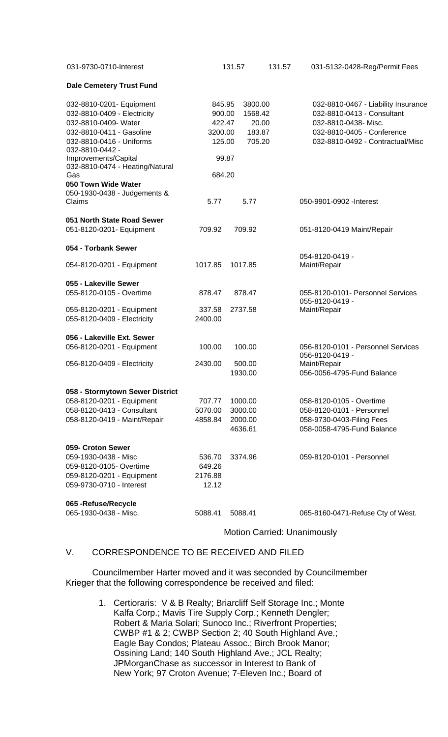| | | | |
|---|---|---|---|
| 031-9730-0710-Interest | 131.57 | 131.57 | 031-5132-0428-Reg/Permit Fees |
| **Dale Cemetery Trust Fund** | | | |
| 032-8810-0201- Equipment | 845.95 | 3800.00 | 032-8810-0467 - Liability Insurance |
| 032-8810-0409 - Electricity | 900.00 | 1568.42 | 032-8810-0413 - Consultant |
| 032-8810-0409- Water | 422.47 | 20.00 | 032-8810-0438- Misc. |
| 032-8810-0411 - Gasoline | 3200.00 | 183.87 | 032-8810-0405 - Conference |
| 032-8810-0416 - Uniforms | 125.00 | 705.20 | 032-8810-0492 - Contractual/Misc |
| 032-8810-0442 - Improvements/Capital | 99.87 | | |
| 032-8810-0474 - Heating/Natural Gas | 684.20 | | |
| **050 Town Wide Water** | | | |
| 050-1930-0438 - Judgements & Claims | 5.77 | 5.77 | 050-9901-0902 -Interest |
| **051 North State Road Sewer** | | | |
| 051-8120-0201- Equipment | 709.92 | 709.92 | 051-8120-0419 Maint/Repair |
| **054 - Torbank Sewer** | | | |
| 054-8120-0201 - Equipment | 1017.85 | 1017.85 | 054-8120-0419 - Maint/Repair |
| **055 - Lakeville Sewer** | | | |
| 055-8120-0105 - Overtime | 878.47 | 878.47 | 055-8120-0101- Personnel Services |
| 055-8120-0201 - Equipment | 337.58 | 2737.58 | 055-8120-0419 - Maint/Repair |
| 055-8120-0409 - Electricity | 2400.00 | | |
| **056 - Lakeville Ext. Sewer** | | | |
| 056-8120-0201 - Equipment | 100.00 | 100.00 | 056-8120-0101 - Personnel Services |
| 056-8120-0409 - Electricity | 2430.00 | 500.00 | 056-8120-0419 - Maint/Repair |
| | | 1930.00 | 056-0056-4795-Fund Balance |
| **058 - Stormytown Sewer District** | | | |
| 058-8120-0201 - Equipment | 707.77 | 1000.00 | 058-8120-0105 - Overtime |
| 058-8120-0413 - Consultant | 5070.00 | 3000.00 | 058-8120-0101 - Personnel |
| 058-8120-0419 - Maint/Repair | 4858.84 | 2000.00 | 058-9730-0403-Filing Fees |
| | | 4636.61 | 058-0058-4795-Fund Balance |
| **059- Croton Sewer** | | | |
| 059-1930-0438 - Misc | 536.70 | 3374.96 | 059-8120-0101 - Personnel |
| 059-8120-0105- Overtime | 649.26 | | |
| 059-8120-0201 - Equipment | 2176.88 | | |
| 059-9730-0710 - Interest | 12.12 | | |
| **065 -Refuse/Recycle** | | | |
| 065-1930-0438 - Misc. | 5088.41 | 5088.41 | 065-8160-0471-Refuse Cty of West. |

Motion Carried: Unanimously

## V. CORRESPONDENCE TO BE RECEIVED AND FILED

Councilmember Harter moved and it was seconded by Councilmember Krieger that the following correspondence be received and filed:

1. Certioraris: V & B Realty; Briarcliff Self Storage Inc.; Monte Kalfa Corp.; Mavis Tire Supply Corp.; Kenneth Dengler; Robert & Maria Solari; Sunoco Inc.; Riverfront Properties; CWBP #1 & 2; CWBP Section 2; 40 South Highland Ave.; Eagle Bay Condos; Plateau Assoc.; Birch Brook Manor; Ossining Land; 140 South Highland Ave.; JCL Realty; JPMorganChase as successor in Interest to Bank of New York; 97 Croton Avenue; 7-Eleven Inc.; Board of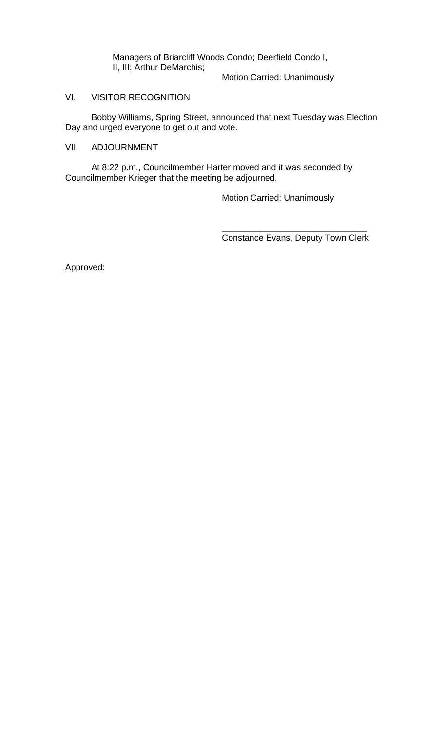Managers of Briarcliff Woods Condo; Deerfield Condo I, II, III; Arthur DeMarchis;

Motion Carried: Unanimously

VI. VISITOR RECOGNITION

Bobby Williams, Spring Street, announced that next Tuesday was Election Day and urged everyone to get out and vote.

VII. ADJOURNMENT

At 8:22 p.m., Councilmember Harter moved and it was seconded by Councilmember Krieger that the meeting be adjourned.

Motion Carried: Unanimously

______________________________
Constance Evans, Deputy Town Clerk

Approved: